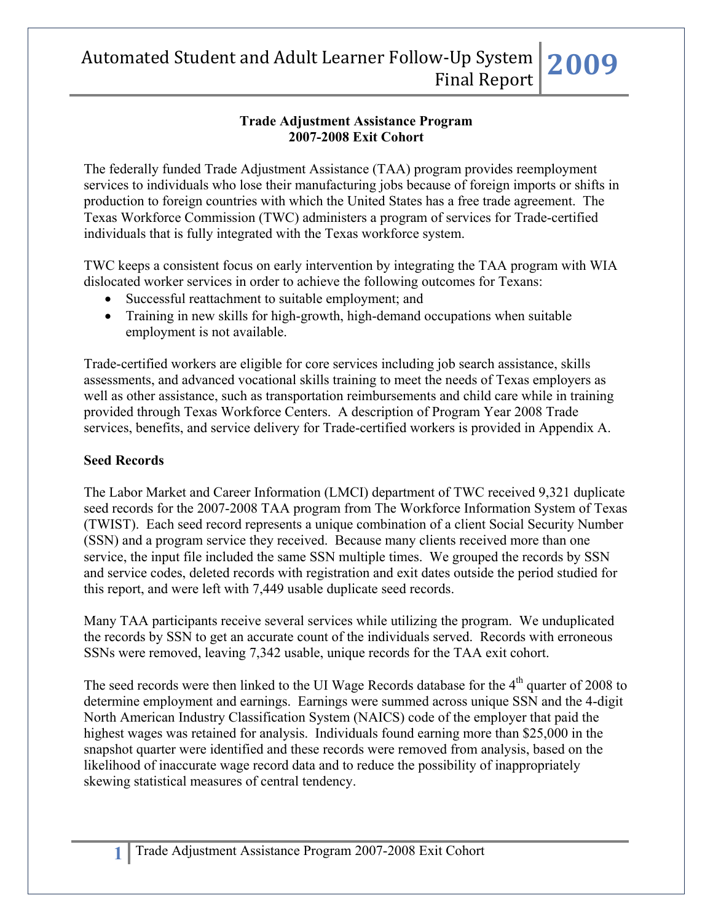## Trade Adjustment Assistance Program
## 2007-2008 Exit Cohort

The federally funded Trade Adjustment Assistance (TAA) program provides reemployment services to individuals who lose their manufacturing jobs because of foreign imports or shifts in production to foreign countries with which the United States has a free trade agreement. The Texas Workforce Commission (TWC) administers a program of services for Trade-certified individuals that is fully integrated with the Texas workforce system.

TWC keeps a consistent focus on early intervention by integrating the TAA program with WIA dislocated worker services in order to achieve the following outcomes for Texans:

- Successful reattachment to suitable employment; and
- Training in new skills for high-growth, high-demand occupations when suitable employment is not available.

Trade-certified workers are eligible for core services including job search assistance, skills assessments, and advanced vocational skills training to meet the needs of Texas employers as well as other assistance, such as transportation reimbursements and child care while in training provided through Texas Workforce Centers. A description of Program Year 2008 Trade services, benefits, and service delivery for Trade-certified workers is provided in Appendix A.

**Seed Records**

The Labor Market and Career Information (LMCI) department of TWC received 9,321 duplicate seed records for the 2007-2008 TAA program from The Workforce Information System of Texas (TWIST). Each seed record represents a unique combination of a client Social Security Number (SSN) and a program service they received. Because many clients received more than one service, the input file included the same SSN multiple times. We grouped the records by SSN and service codes, deleted records with registration and exit dates outside the period studied for this report, and were left with 7,449 usable duplicate seed records.

Many TAA participants receive several services while utilizing the program. We unduplicated the records by SSN to get an accurate count of the individuals served. Records with erroneous SSNs were removed, leaving 7,342 usable, unique records for the TAA exit cohort.

The seed records were then linked to the UI Wage Records database for the 4th quarter of 2008 to determine employment and earnings. Earnings were summed across unique SSN and the 4-digit North American Industry Classification System (NAICS) code of the employer that paid the highest wages was retained for analysis. Individuals found earning more than $25,000 in the snapshot quarter were identified and these records were removed from analysis, based on the likelihood of inaccurate wage record data and to reduce the possibility of inappropriately skewing statistical measures of central tendency.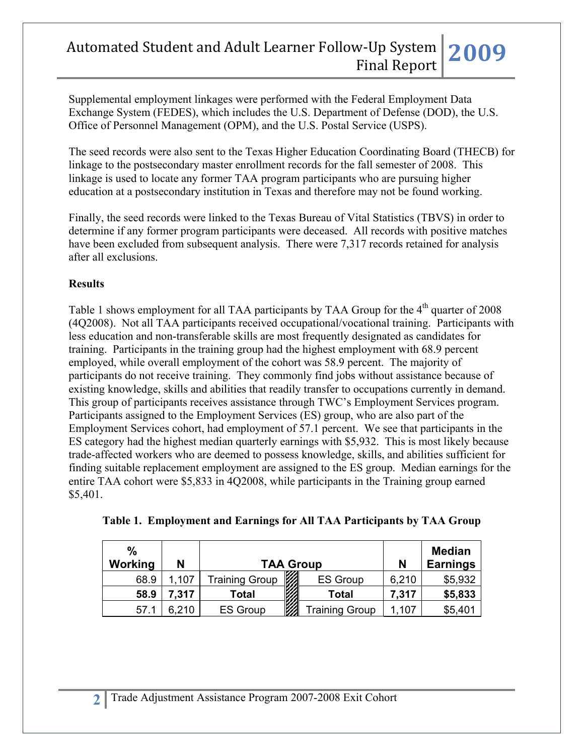Supplemental employment linkages were performed with the Federal Employment Data Exchange System (FEDES), which includes the U.S. Department of Defense (DOD), the U.S. Office of Personnel Management (OPM), and the U.S. Postal Service (USPS).

The seed records were also sent to the Texas Higher Education Coordinating Board (THECB) for linkage to the postsecondary master enrollment records for the fall semester of 2008. This linkage is used to locate any former TAA program participants who are pursuing higher education at a postsecondary institution in Texas and therefore may not be found working.

Finally, the seed records were linked to the Texas Bureau of Vital Statistics (TBVS) in order to determine if any former program participants were deceased. All records with positive matches have been excluded from subsequent analysis. There were 7,317 records retained for analysis after all exclusions.

**Results**

Table 1 shows employment for all TAA participants by TAA Group for the 4th quarter of 2008 (4Q2008). Not all TAA participants received occupational/vocational training. Participants with less education and non-transferable skills are most frequently designated as candidates for training. Participants in the training group had the highest employment with 68.9 percent employed, while overall employment of the cohort was 58.9 percent. The majority of participants do not receive training. They commonly find jobs without assistance because of existing knowledge, skills and abilities that readily transfer to occupations currently in demand. This group of participants receives assistance through TWC's Employment Services program. Participants assigned to the Employment Services (ES) group, who are also part of the Employment Services cohort, had employment of 57.1 percent. We see that participants in the ES category had the highest median quarterly earnings with $5,932. This is most likely because trade-affected workers who are deemed to possess knowledge, skills, and abilities sufficient for finding suitable replacement employment are assigned to the ES group. Median earnings for the entire TAA cohort were $5,833 in 4Q2008, while participants in the Training group earned $5,401.

**Table 1. Employment and Earnings for All TAA Participants by TAA Group**

| % Working | N | TAA Group | TAA Group | N | Median Earnings |
|---|---|---|---|---|---|
| 68.9 | 1,107 | Training Group | ES Group | 6,210 | $5,932 |
| **58.9** | **7,317** | **Total** | **Total** | **7,317** | **$5,833** |
| 57.1 | 6,210 | ES Group | Training Group | 1,107 | $5,401 |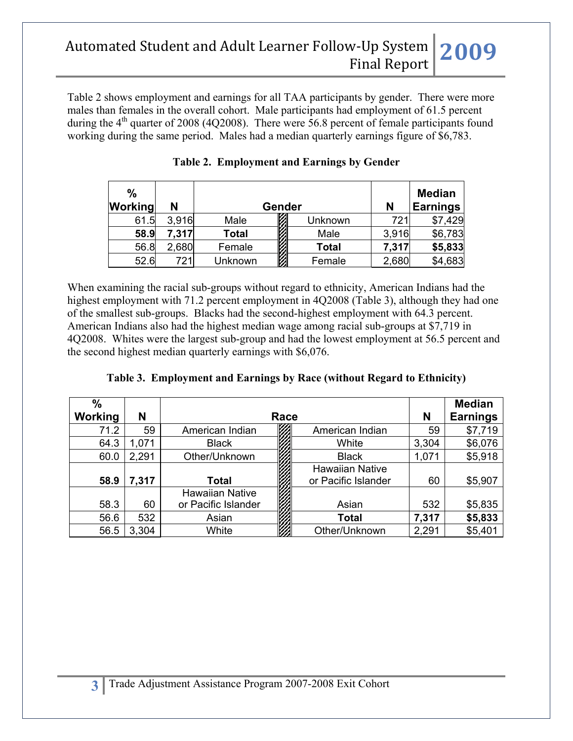Table 2 shows employment and earnings for all TAA participants by gender. There were more males than females in the overall cohort. Male participants had employment of 61.5 percent during the 4th quarter of 2008 (4Q2008). There were 56.8 percent of female participants found working during the same period. Males had a median quarterly earnings figure of $6,783.

**Table 2. Employment and Earnings by Gender**

| % Working | N | Gender | Gender | N | Median Earnings |
|---|---|---|---|---|---|
| 61.5 | 3,916 | Male | Unknown | 721 | $7,429 |
| **58.9** | **7,317** | **Total** | Male | 3,916 | $6,783 |
| 56.8 | 2,680 | Female | **Total** | **7,317** | **$5,833** |
| 52.6 | 721 | Unknown | Female | 2,680 | $4,683 |

When examining the racial sub-groups without regard to ethnicity, American Indians had the highest employment with 71.2 percent employment in 4Q2008 (Table 3), although they had one of the smallest sub-groups. Blacks had the second-highest employment with 64.3 percent. American Indians also had the highest median wage among racial sub-groups at $7,719 in 4Q2008. Whites were the largest sub-group and had the lowest employment at 56.5 percent and the second highest median quarterly earnings with $6,076.

**Table 3. Employment and Earnings by Race (without Regard to Ethnicity)**

| % Working | N | Race | Race | N | Median Earnings |
|---|---|---|---|---|---|
| 71.2 | 59 | American Indian | American Indian | 59 | $7,719 |
| 64.3 | 1,071 | Black | White | 3,304 | $6,076 |
| 60.0 | 2,291 | Other/Unknown | Black | 1,071 | $5,918 |
| **58.9** | **7,317** | **Total** | Hawaiian Native or Pacific Islander | 60 | $5,907 |
| 58.3 | 60 | Hawaiian Native or Pacific Islander | Asian | 532 | $5,835 |
| 56.6 | 532 | Asian | **Total** | **7,317** | **$5,833** |
| 56.5 | 3,304 | White | Other/Unknown | 2,291 | $5,401 |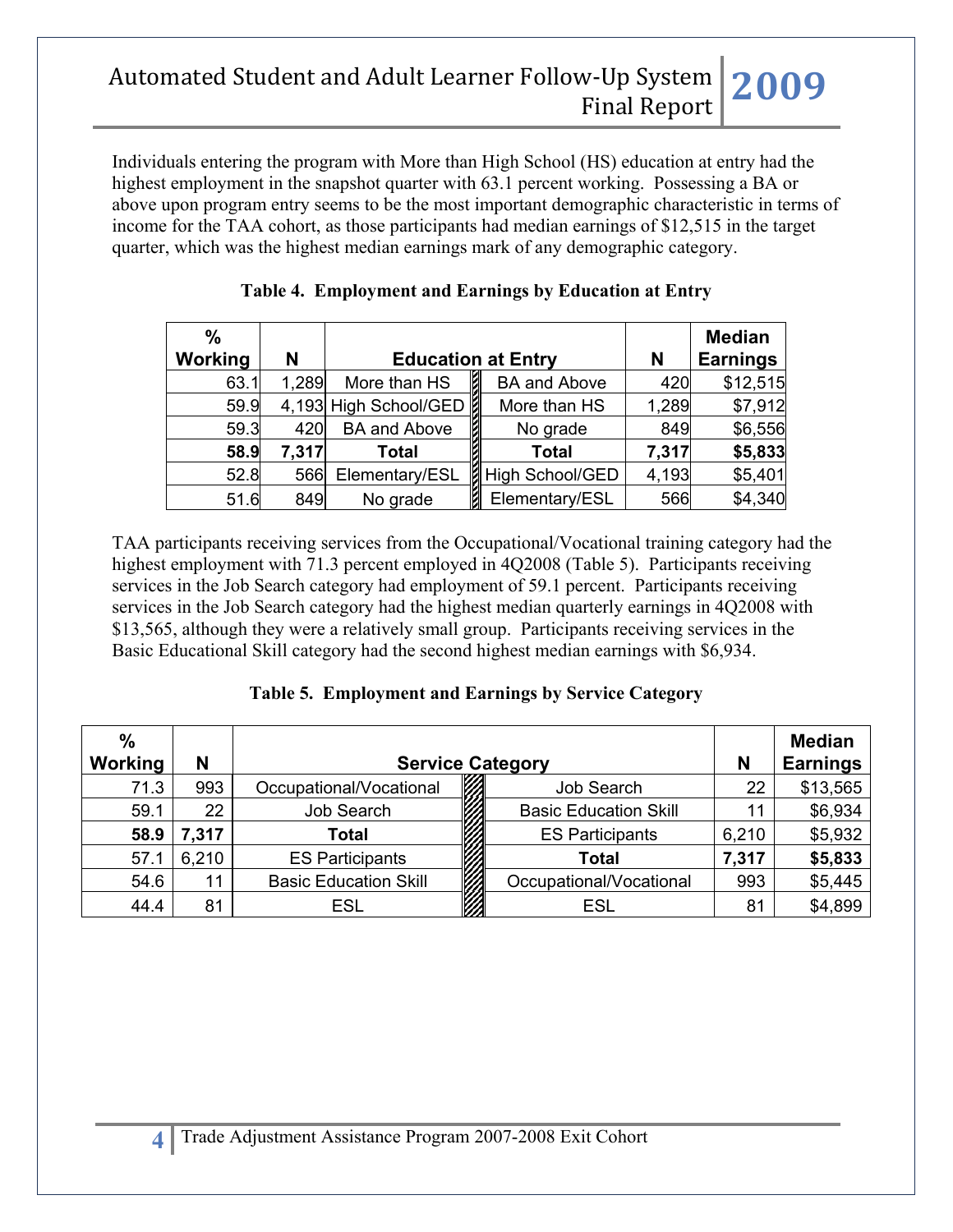Individuals entering the program with More than High School (HS) education at entry had the highest employment in the snapshot quarter with 63.1 percent working. Possessing a BA or above upon program entry seems to be the most important demographic characteristic in terms of income for the TAA cohort, as those participants had median earnings of $12,515 in the target quarter, which was the highest median earnings mark of any demographic category.

**Table 4. Employment and Earnings by Education at Entry**

| % Working | N | Education at Entry | Education at Entry | N | Median Earnings |
|---|---|---|---|---|---|
| 63.1 | 1,289 | More than HS | BA and Above | 420 | $12,515 |
| 59.9 | 4,193 | High School/GED | More than HS | 1,289 | $7,912 |
| 59.3 | 420 | BA and Above | No grade | 849 | $6,556 |
| **58.9** | **7,317** | **Total** | **Total** | **7,317** | **$5,833** |
| 52.8 | 566 | Elementary/ESL | High School/GED | 4,193 | $5,401 |
| 51.6 | 849 | No grade | Elementary/ESL | 566 | $4,340 |

TAA participants receiving services from the Occupational/Vocational training category had the highest employment with 71.3 percent employed in 4Q2008 (Table 5). Participants receiving services in the Job Search category had employment of 59.1 percent. Participants receiving services in the Job Search category had the highest median quarterly earnings in 4Q2008 with $13,565, although they were a relatively small group. Participants receiving services in the Basic Educational Skill category had the second highest median earnings with $6,934.

**Table 5. Employment and Earnings by Service Category**

| % Working | N | Service Category | Service Category | N | Median Earnings |
|---|---|---|---|---|---|
| 71.3 | 993 | Occupational/Vocational | Job Search | 22 | $13,565 |
| 59.1 | 22 | Job Search | Basic Education Skill | 11 | $6,934 |
| **58.9** | **7,317** | **Total** | ES Participants | 6,210 | $5,932 |
| 57.1 | 6,210 | ES Participants | **Total** | **7,317** | **$5,833** |
| 54.6 | 11 | Basic Education Skill | Occupational/Vocational | 993 | $5,445 |
| 44.4 | 81 | ESL | ESL | 81 | $4,899 |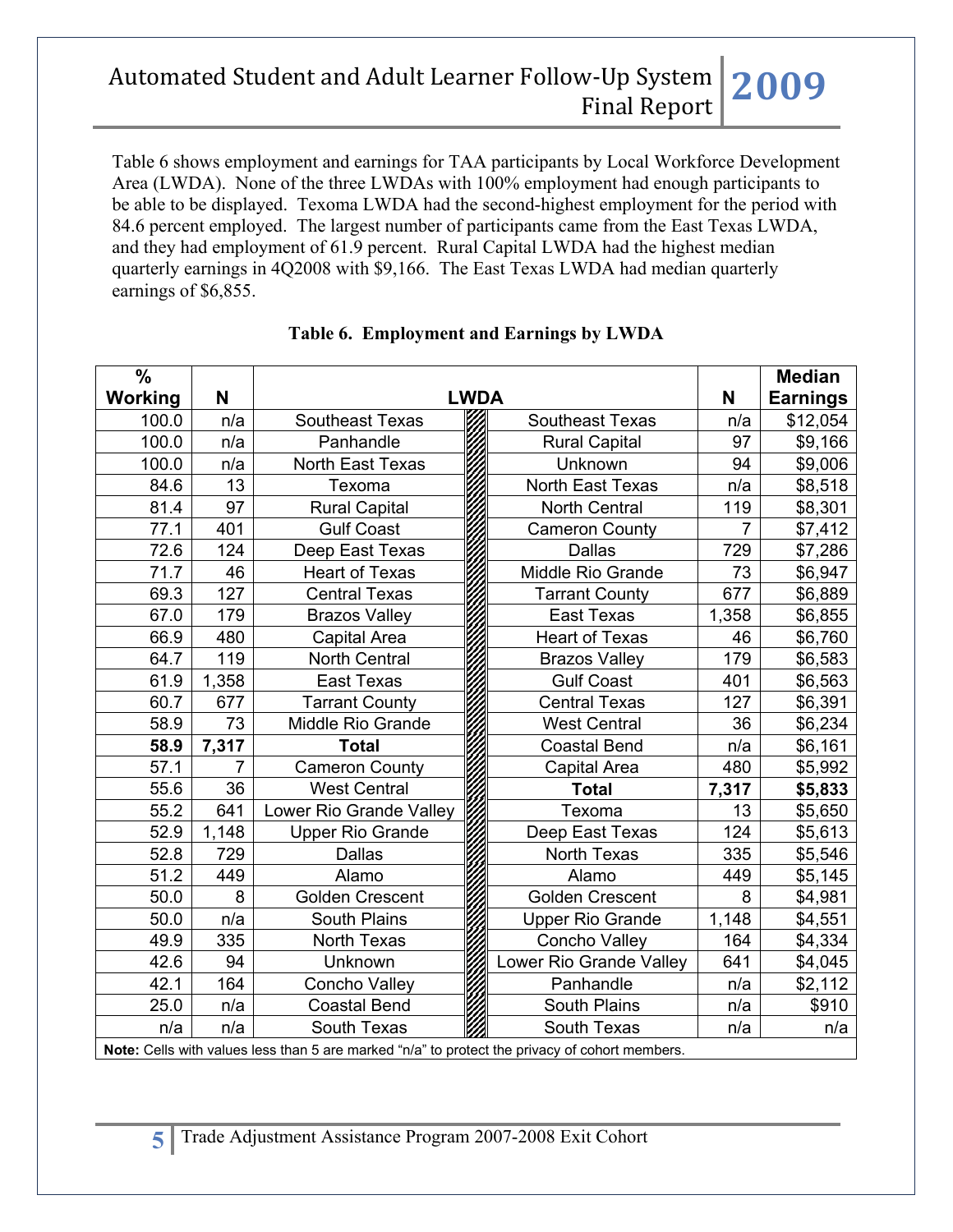Table 6 shows employment and earnings for TAA participants by Local Workforce Development Area (LWDA). None of the three LWDAs with 100% employment had enough participants to be able to be displayed. Texoma LWDA had the second-highest employment for the period with 84.6 percent employed. The largest number of participants came from the East Texas LWDA, and they had employment of 61.9 percent. Rural Capital LWDA had the highest median quarterly earnings in 4Q2008 with $9,166. The East Texas LWDA had median quarterly earnings of $6,855.

**Table 6. Employment and Earnings by LWDA**

| % Working | N | LWDA | LWDA | N | Median Earnings |
|---|---|---|---|---|---|
| 100.0 | n/a | Southeast Texas | Southeast Texas | n/a | $12,054 |
| 100.0 | n/a | Panhandle | Rural Capital | 97 | $9,166 |
| 100.0 | n/a | North East Texas | Unknown | 94 | $9,006 |
| 84.6 | 13 | Texoma | North East Texas | n/a | $8,518 |
| 81.4 | 97 | Rural Capital | North Central | 119 | $8,301 |
| 77.1 | 401 | Gulf Coast | Cameron County | 7 | $7,412 |
| 72.6 | 124 | Deep East Texas | Dallas | 729 | $7,286 |
| 71.7 | 46 | Heart of Texas | Middle Rio Grande | 73 | $6,947 |
| 69.3 | 127 | Central Texas | Tarrant County | 677 | $6,889 |
| 67.0 | 179 | Brazos Valley | East Texas | 1,358 | $6,855 |
| 66.9 | 480 | Capital Area | Heart of Texas | 46 | $6,760 |
| 64.7 | 119 | North Central | Brazos Valley | 179 | $6,583 |
| 61.9 | 1,358 | East Texas | Gulf Coast | 401 | $6,563 |
| 60.7 | 677 | Tarrant County | Central Texas | 127 | $6,391 |
| 58.9 | 73 | Middle Rio Grande | West Central | 36 | $6,234 |
| **58.9** | **7,317** | **Total** | Coastal Bend | n/a | $6,161 |
| 57.1 | 7 | Cameron County | Capital Area | 480 | $5,992 |
| 55.6 | 36 | West Central | **Total** | **7,317** | **$5,833** |
| 55.2 | 641 | Lower Rio Grande Valley | Texoma | 13 | $5,650 |
| 52.9 | 1,148 | Upper Rio Grande | Deep East Texas | 124 | $5,613 |
| 52.8 | 729 | Dallas | North Texas | 335 | $5,546 |
| 51.2 | 449 | Alamo | Alamo | 449 | $5,145 |
| 50.0 | 8 | Golden Crescent | Golden Crescent | 8 | $4,981 |
| 50.0 | n/a | South Plains | Upper Rio Grande | 1,148 | $4,551 |
| 49.9 | 335 | North Texas | Concho Valley | 164 | $4,334 |
| 42.6 | 94 | Unknown | Lower Rio Grande Valley | 641 | $4,045 |
| 42.1 | 164 | Concho Valley | Panhandle | n/a | $2,112 |
| 25.0 | n/a | Coastal Bend | South Plains | n/a | $910 |
| n/a | n/a | South Texas | South Texas | n/a | n/a |

**Note:** Cells with values less than 5 are marked "n/a" to protect the privacy of cohort members.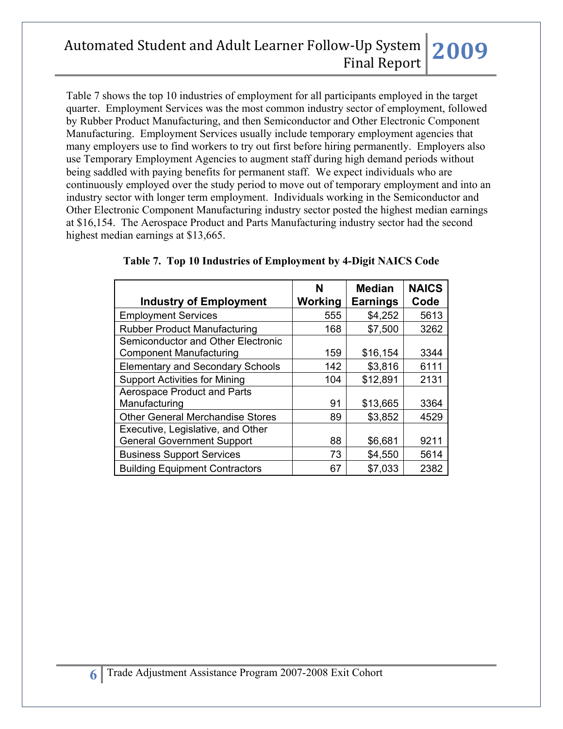Table 7 shows the top 10 industries of employment for all participants employed in the target quarter. Employment Services was the most common industry sector of employment, followed by Rubber Product Manufacturing, and then Semiconductor and Other Electronic Component Manufacturing. Employment Services usually include temporary employment agencies that many employers use to find workers to try out first before hiring permanently. Employers also use Temporary Employment Agencies to augment staff during high demand periods without being saddled with paying benefits for permanent staff. We expect individuals who are continuously employed over the study period to move out of temporary employment and into an industry sector with longer term employment. Individuals working in the Semiconductor and Other Electronic Component Manufacturing industry sector posted the highest median earnings at $16,154. The Aerospace Product and Parts Manufacturing industry sector had the second highest median earnings at $13,665.

**Table 7. Top 10 Industries of Employment by 4-Digit NAICS Code**

| Industry of Employment | N Working | Median Earnings | NAICS Code |
|---|---|---|---|
| Employment Services | 555 | $4,252 | 5613 |
| Rubber Product Manufacturing | 168 | $7,500 | 3262 |
| Semiconductor and Other Electronic Component Manufacturing | 159 | $16,154 | 3344 |
| Elementary and Secondary Schools | 142 | $3,816 | 6111 |
| Support Activities for Mining | 104 | $12,891 | 2131 |
| Aerospace Product and Parts Manufacturing | 91 | $13,665 | 3364 |
| Other General Merchandise Stores | 89 | $3,852 | 4529 |
| Executive, Legislative, and Other General Government Support | 88 | $6,681 | 9211 |
| Business Support Services | 73 | $4,550 | 5614 |
| Building Equipment Contractors | 67 | $7,033 | 2382 |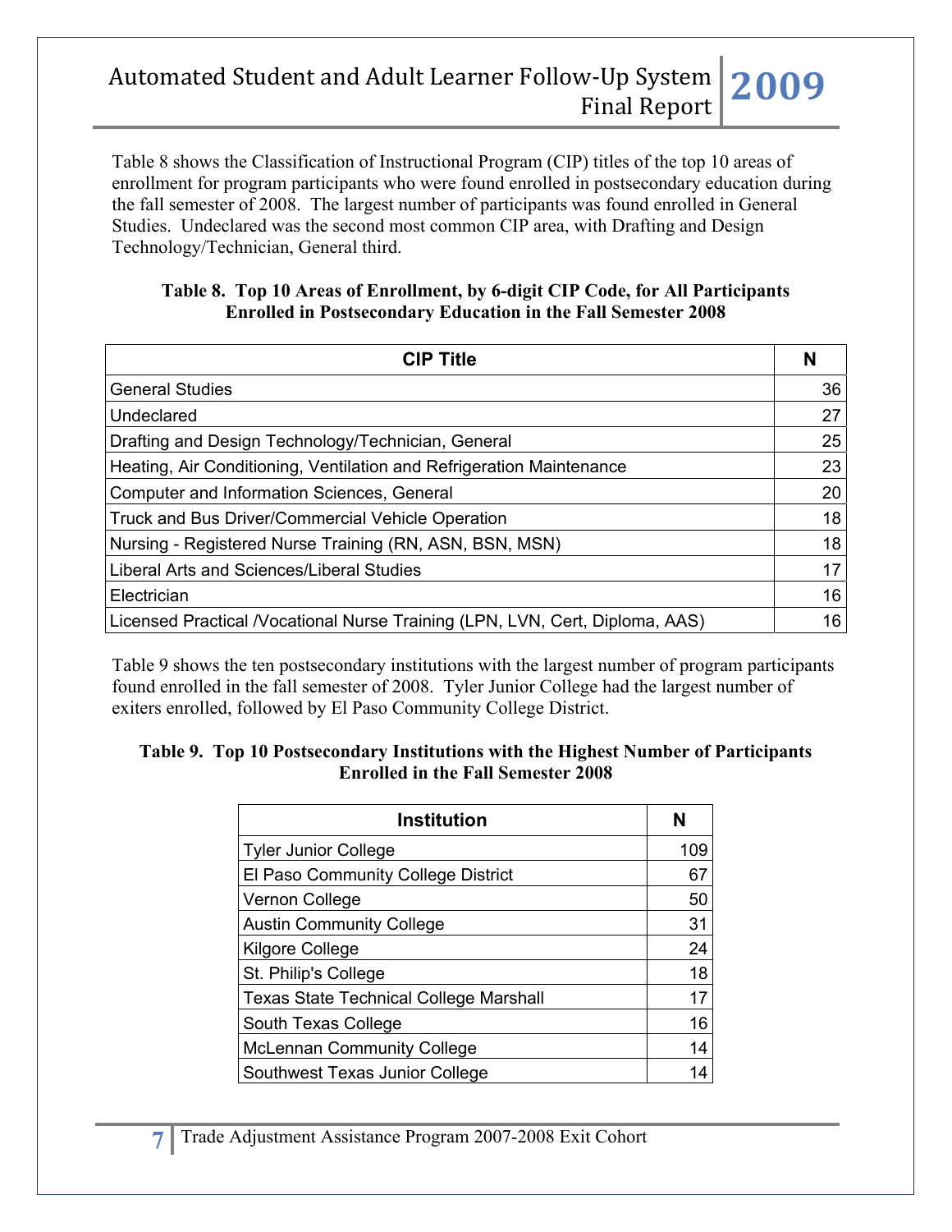Table 8 shows the Classification of Instructional Program (CIP) titles of the top 10 areas of enrollment for program participants who were found enrolled in postsecondary education during the fall semester of 2008. The largest number of participants was found enrolled in General Studies. Undeclared was the second most common CIP area, with Drafting and Design Technology/Technician, General third.

**Table 8. Top 10 Areas of Enrollment, by 6-digit CIP Code, for All Participants Enrolled in Postsecondary Education in the Fall Semester 2008**

| CIP Title | N |
|---|---|
| General Studies | 36 |
| Undeclared | 27 |
| Drafting and Design Technology/Technician, General | 25 |
| Heating, Air Conditioning, Ventilation and Refrigeration Maintenance | 23 |
| Computer and Information Sciences, General | 20 |
| Truck and Bus Driver/Commercial Vehicle Operation | 18 |
| Nursing - Registered Nurse Training (RN, ASN, BSN, MSN) | 18 |
| Liberal Arts and Sciences/Liberal Studies | 17 |
| Electrician | 16 |
| Licensed Practical /Vocational Nurse Training (LPN, LVN, Cert, Diploma, AAS) | 16 |

Table 9 shows the ten postsecondary institutions with the largest number of program participants found enrolled in the fall semester of 2008. Tyler Junior College had the largest number of exiters enrolled, followed by El Paso Community College District.

**Table 9. Top 10 Postsecondary Institutions with the Highest Number of Participants Enrolled in the Fall Semester 2008**

| Institution | N |
|---|---|
| Tyler Junior College | 109 |
| El Paso Community College District | 67 |
| Vernon College | 50 |
| Austin Community College | 31 |
| Kilgore College | 24 |
| St. Philip's College | 18 |
| Texas State Technical College Marshall | 17 |
| South Texas College | 16 |
| McLennan Community College | 14 |
| Southwest Texas Junior College | 14 |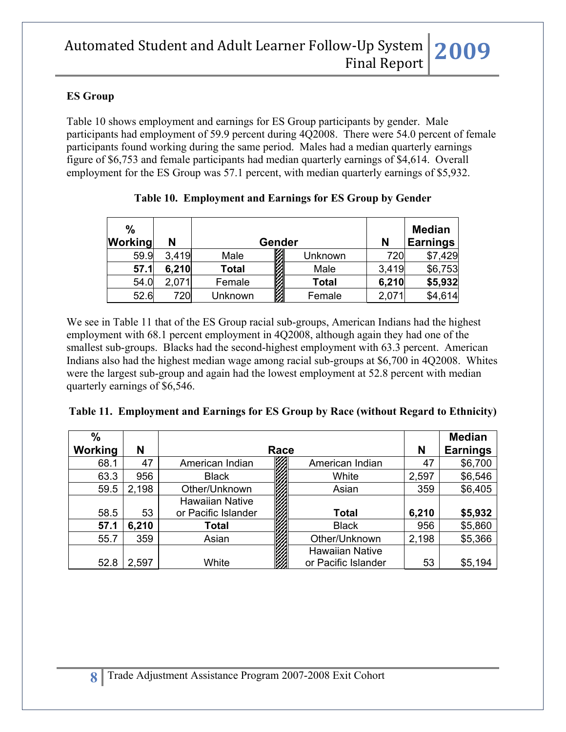**ES Group**

Table 10 shows employment and earnings for ES Group participants by gender. Male participants had employment of 59.9 percent during 4Q2008. There were 54.0 percent of female participants found working during the same period. Males had a median quarterly earnings figure of $6,753 and female participants had median quarterly earnings of $4,614. Overall employment for the ES Group was 57.1 percent, with median quarterly earnings of $5,932.

**Table 10. Employment and Earnings for ES Group by Gender**

| % Working | N | Gender | | N | Median Earnings |
|---|---|---|---|---|---|
| 59.9 | 3,419 | Male | Unknown | 720 | $7,429 |
| **57.1** | **6,210** | **Total** | Male | 3,419 | $6,753 |
| 54.0 | 2,071 | Female | **Total** | **6,210** | **$5,932** |
| 52.6 | 720 | Unknown | Female | 2,071 | $4,614 |

We see in Table 11 that of the ES Group racial sub-groups, American Indians had the highest employment with 68.1 percent employment in 4Q2008, although again they had one of the smallest sub-groups. Blacks had the second-highest employment with 63.3 percent. American Indians also had the highest median wage among racial sub-groups at $6,700 in 4Q2008. Whites were the largest sub-group and again had the lowest employment at 52.8 percent with median quarterly earnings of $6,546.

**Table 11. Employment and Earnings for ES Group by Race (without Regard to Ethnicity)**

| % Working | N | Race | | N | Median Earnings |
|---|---|---|---|---|---|
| 68.1 | 47 | American Indian | American Indian | 47 | $6,700 |
| 63.3 | 956 | Black | White | 2,597 | $6,546 |
| 59.5 | 2,198 | Other/Unknown | Asian | 359 | $6,405 |
| 58.5 | 53 | Hawaiian Native or Pacific Islander | **Total** | **6,210** | **$5,932** |
| **57.1** | **6,210** | **Total** | Black | 956 | $5,860 |
| 55.7 | 359 | Asian | Other/Unknown | 2,198 | $5,366 |
| 52.8 | 2,597 | White | Hawaiian Native or Pacific Islander | 53 | $5,194 |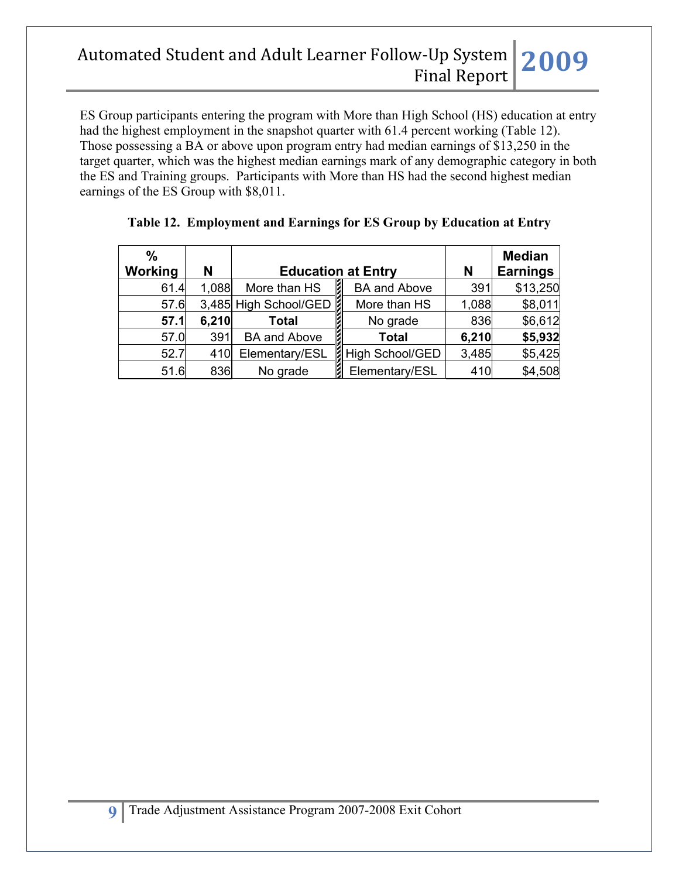ES Group participants entering the program with More than High School (HS) education at entry had the highest employment in the snapshot quarter with 61.4 percent working (Table 12). Those possessing a BA or above upon program entry had median earnings of $13,250 in the target quarter, which was the highest median earnings mark of any demographic category in both the ES and Training groups. Participants with More than HS had the second highest median earnings of the ES Group with $8,011.

**Table 12. Employment and Earnings for ES Group by Education at Entry**

| % Working | N | Education at Entry | Education at Entry | N | Median Earnings |
|---|---|---|---|---|---|
| 61.4 | 1,088 | More than HS | BA and Above | 391 | $13,250 |
| 57.6 | 3,485 | High School/GED | More than HS | 1,088 | $8,011 |
| **57.1** | **6,210** | **Total** | No grade | 836 | $6,612 |
| 57.0 | 391 | BA and Above | **Total** | **6,210** | **$5,932** |
| 52.7 | 410 | Elementary/ESL | High School/GED | 3,485 | $5,425 |
| 51.6 | 836 | No grade | Elementary/ESL | 410 | $4,508 |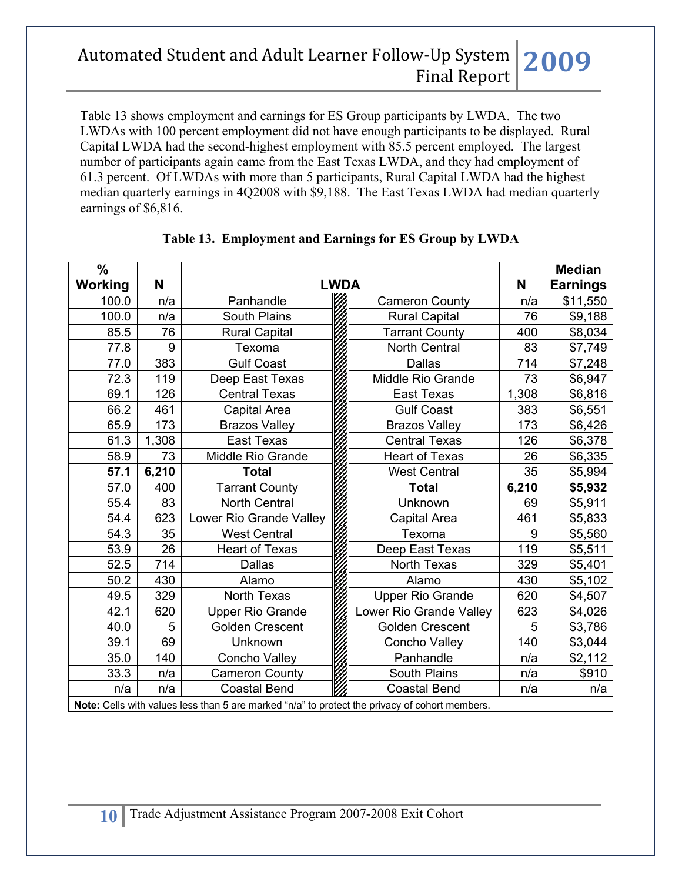Table 13 shows employment and earnings for ES Group participants by LWDA. The two LWDAs with 100 percent employment did not have enough participants to be displayed. Rural Capital LWDA had the second-highest employment with 85.5 percent employed. The largest number of participants again came from the East Texas LWDA, and they had employment of 61.3 percent. Of LWDAs with more than 5 participants, Rural Capital LWDA had the highest median quarterly earnings in 4Q2008 with $9,188. The East Texas LWDA had median quarterly earnings of $6,816.

**Table 13. Employment and Earnings for ES Group by LWDA**

| % Working | N | LWDA | LWDA | N | Median Earnings |
|---|---|---|---|---|---|
| 100.0 | n/a | Panhandle | Cameron County | n/a | $11,550 |
| 100.0 | n/a | South Plains | Rural Capital | 76 | $9,188 |
| 85.5 | 76 | Rural Capital | Tarrant County | 400 | $8,034 |
| 77.8 | 9 | Texoma | North Central | 83 | $7,749 |
| 77.0 | 383 | Gulf Coast | Dallas | 714 | $7,248 |
| 72.3 | 119 | Deep East Texas | Middle Rio Grande | 73 | $6,947 |
| 69.1 | 126 | Central Texas | East Texas | 1,308 | $6,816 |
| 66.2 | 461 | Capital Area | Gulf Coast | 383 | $6,551 |
| 65.9 | 173 | Brazos Valley | Brazos Valley | 173 | $6,426 |
| 61.3 | 1,308 | East Texas | Central Texas | 126 | $6,378 |
| 58.9 | 73 | Middle Rio Grande | Heart of Texas | 26 | $6,335 |
| **57.1** | **6,210** | **Total** | West Central | 35 | $5,994 |
| 57.0 | 400 | Tarrant County | **Total** | **6,210** | **$5,932** |
| 55.4 | 83 | North Central | Unknown | 69 | $5,911 |
| 54.4 | 623 | Lower Rio Grande Valley | Capital Area | 461 | $5,833 |
| 54.3 | 35 | West Central | Texoma | 9 | $5,560 |
| 53.9 | 26 | Heart of Texas | Deep East Texas | 119 | $5,511 |
| 52.5 | 714 | Dallas | North Texas | 329 | $5,401 |
| 50.2 | 430 | Alamo | Alamo | 430 | $5,102 |
| 49.5 | 329 | North Texas | Upper Rio Grande | 620 | $4,507 |
| 42.1 | 620 | Upper Rio Grande | Lower Rio Grande Valley | 623 | $4,026 |
| 40.0 | 5 | Golden Crescent | Golden Crescent | 5 | $3,786 |
| 39.1 | 69 | Unknown | Concho Valley | 140 | $3,044 |
| 35.0 | 140 | Concho Valley | Panhandle | n/a | $2,112 |
| 33.3 | n/a | Cameron County | South Plains | n/a | $910 |
| n/a | n/a | Coastal Bend | Coastal Bend | n/a | n/a |

**Note:** Cells with values less than 5 are marked "n/a" to protect the privacy of cohort members.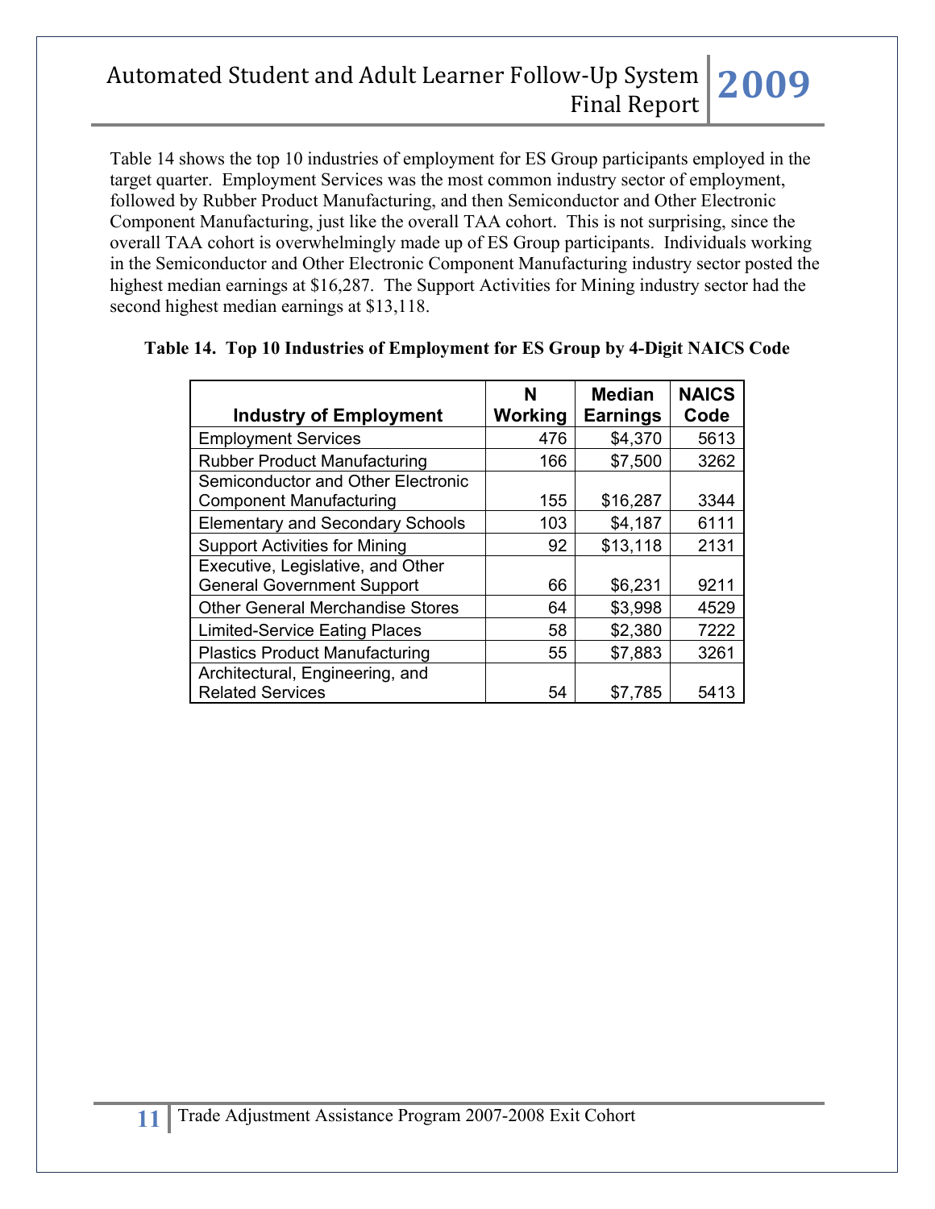Table 14 shows the top 10 industries of employment for ES Group participants employed in the target quarter. Employment Services was the most common industry sector of employment, followed by Rubber Product Manufacturing, and then Semiconductor and Other Electronic Component Manufacturing, just like the overall TAA cohort. This is not surprising, since the overall TAA cohort is overwhelmingly made up of ES Group participants. Individuals working in the Semiconductor and Other Electronic Component Manufacturing industry sector posted the highest median earnings at $16,287. The Support Activities for Mining industry sector had the second highest median earnings at $13,118.

**Table 14. Top 10 Industries of Employment for ES Group by 4-Digit NAICS Code**

| Industry of Employment | N Working | Median Earnings | NAICS Code |
|---|---|---|---|
| Employment Services | 476 | $4,370 | 5613 |
| Rubber Product Manufacturing | 166 | $7,500 | 3262 |
| Semiconductor and Other Electronic Component Manufacturing | 155 | $16,287 | 3344 |
| Elementary and Secondary Schools | 103 | $4,187 | 6111 |
| Support Activities for Mining | 92 | $13,118 | 2131 |
| Executive, Legislative, and Other General Government Support | 66 | $6,231 | 9211 |
| Other General Merchandise Stores | 64 | $3,998 | 4529 |
| Limited-Service Eating Places | 58 | $2,380 | 7222 |
| Plastics Product Manufacturing | 55 | $7,883 | 3261 |
| Architectural, Engineering, and Related Services | 54 | $7,785 | 5413 |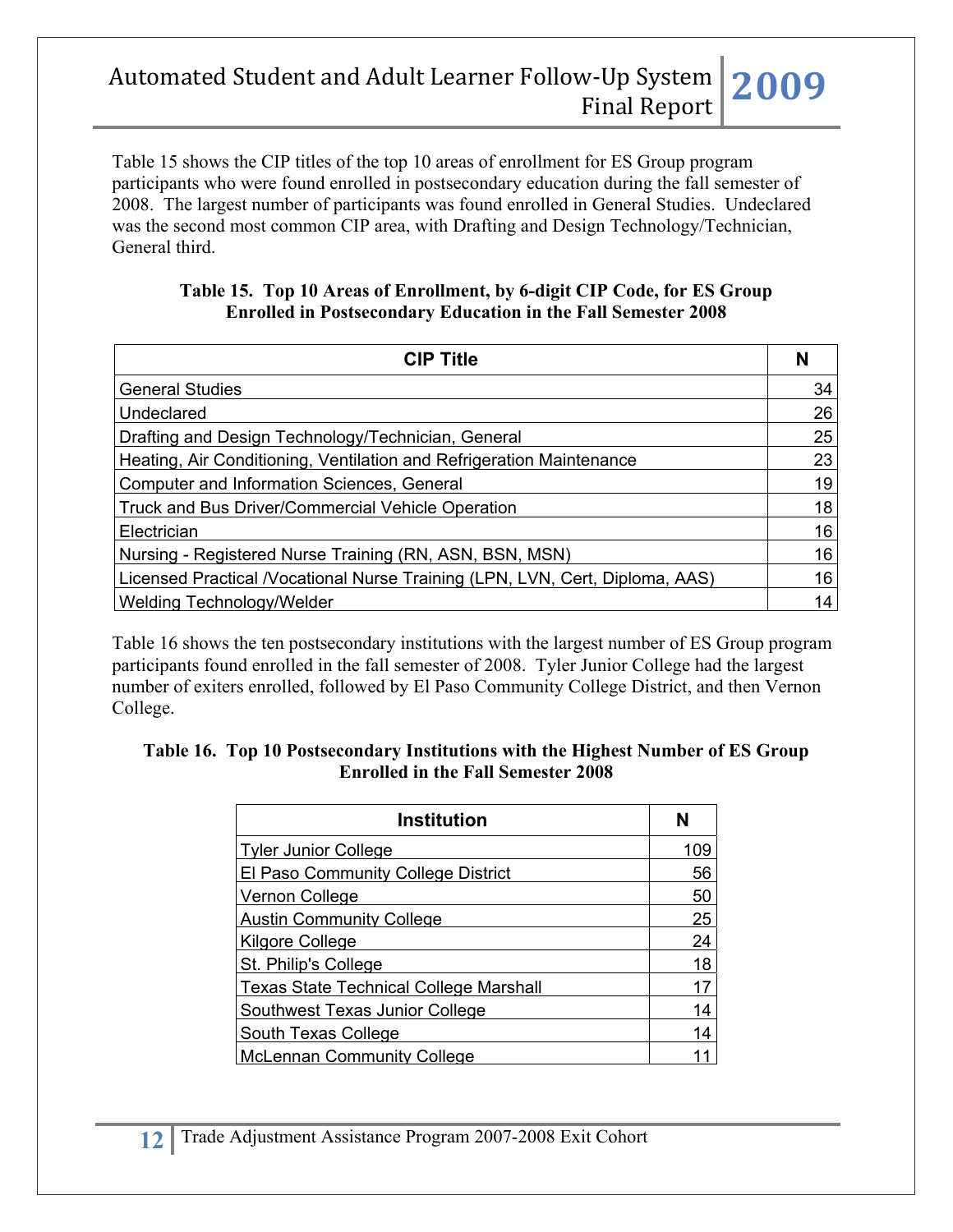Table 15 shows the CIP titles of the top 10 areas of enrollment for ES Group program participants who were found enrolled in postsecondary education during the fall semester of 2008. The largest number of participants was found enrolled in General Studies. Undeclared was the second most common CIP area, with Drafting and Design Technology/Technician, General third.

**Table 15. Top 10 Areas of Enrollment, by 6-digit CIP Code, for ES Group Enrolled in Postsecondary Education in the Fall Semester 2008**

| CIP Title | N |
|---|---|
| General Studies | 34 |
| Undeclared | 26 |
| Drafting and Design Technology/Technician, General | 25 |
| Heating, Air Conditioning, Ventilation and Refrigeration Maintenance | 23 |
| Computer and Information Sciences, General | 19 |
| Truck and Bus Driver/Commercial Vehicle Operation | 18 |
| Electrician | 16 |
| Nursing - Registered Nurse Training (RN, ASN, BSN, MSN) | 16 |
| Licensed Practical /Vocational Nurse Training (LPN, LVN, Cert, Diploma, AAS) | 16 |
| Welding Technology/Welder | 14 |

Table 16 shows the ten postsecondary institutions with the largest number of ES Group program participants found enrolled in the fall semester of 2008. Tyler Junior College had the largest number of exiters enrolled, followed by El Paso Community College District, and then Vernon College.

**Table 16. Top 10 Postsecondary Institutions with the Highest Number of ES Group Enrolled in the Fall Semester 2008**

| Institution | N |
|---|---|
| Tyler Junior College | 109 |
| El Paso Community College District | 56 |
| Vernon College | 50 |
| Austin Community College | 25 |
| Kilgore College | 24 |
| St. Philip's College | 18 |
| Texas State Technical College Marshall | 17 |
| Southwest Texas Junior College | 14 |
| South Texas College | 14 |
| McLennan Community College | 11 |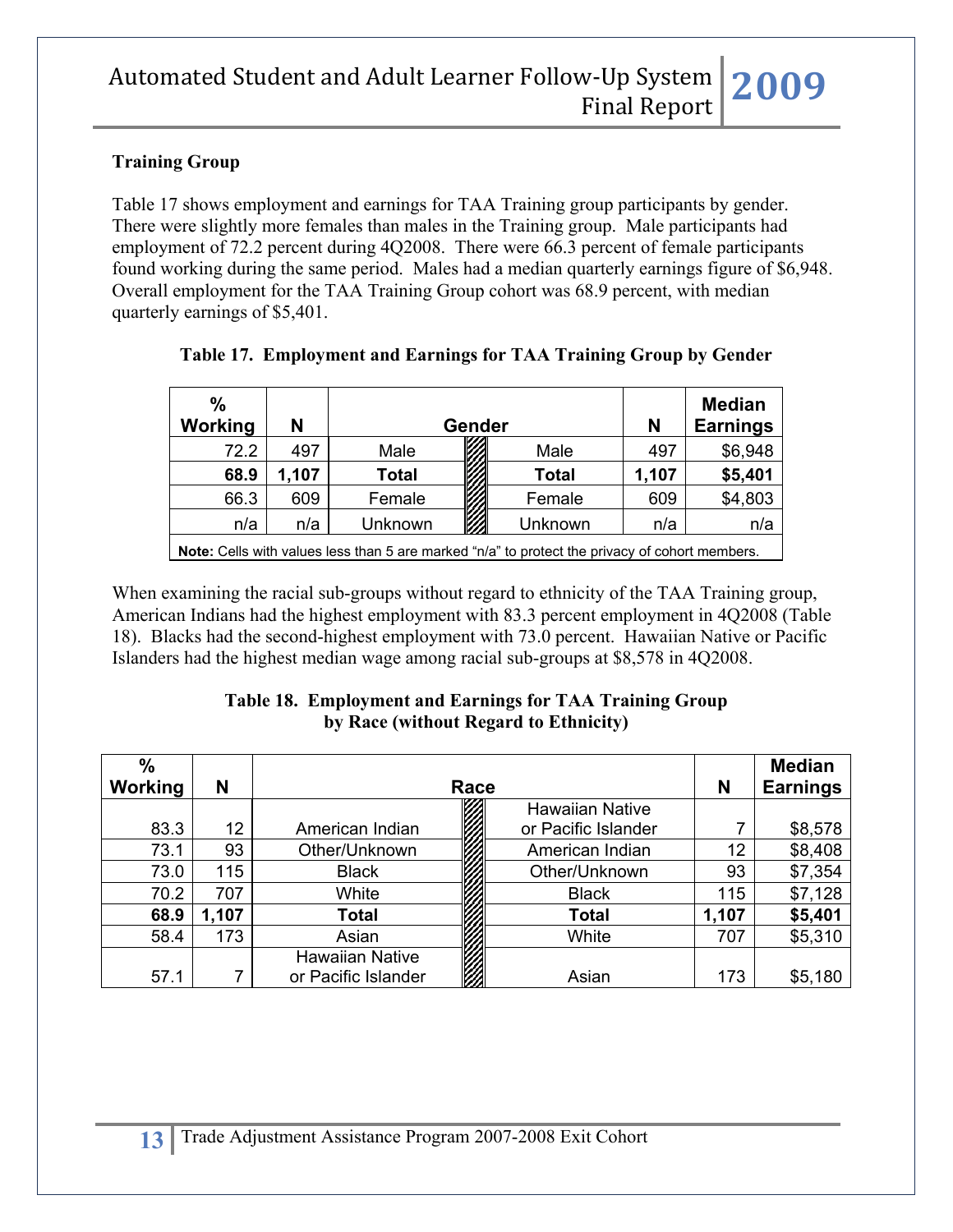### Training Group

Table 17 shows employment and earnings for TAA Training group participants by gender. There were slightly more females than males in the Training group. Male participants had employment of 72.2 percent during 4Q2008. There were 66.3 percent of female participants found working during the same period. Males had a median quarterly earnings figure of $6,948. Overall employment for the TAA Training Group cohort was 68.9 percent, with median quarterly earnings of $5,401.

**Table 17. Employment and Earnings for TAA Training Group by Gender**

| % Working | N | Gender | Gender | N | Median Earnings |
|---|---|---|---|---|---|
| 72.2 | 497 | Male | Male | 497 | $6,948 |
| **68.9** | **1,107** | **Total** | **Total** | **1,107** | **$5,401** |
| 66.3 | 609 | Female | Female | 609 | $4,803 |
| n/a | n/a | Unknown | Unknown | n/a | n/a |

**Note:** Cells with values less than 5 are marked "n/a" to protect the privacy of cohort members.

When examining the racial sub-groups without regard to ethnicity of the TAA Training group, American Indians had the highest employment with 83.3 percent employment in 4Q2008 (Table 18). Blacks had the second-highest employment with 73.0 percent. Hawaiian Native or Pacific Islanders had the highest median wage among racial sub-groups at $8,578 in 4Q2008.

**Table 18. Employment and Earnings for TAA Training Group by Race (without Regard to Ethnicity)**

| % Working | N | Race | Race | N | Median Earnings |
|---|---|---|---|---|---|
| 83.3 | 12 | American Indian | Hawaiian Native or Pacific Islander | 7 | $8,578 |
| 73.1 | 93 | Other/Unknown | American Indian | 12 | $8,408 |
| 73.0 | 115 | Black | Other/Unknown | 93 | $7,354 |
| 70.2 | 707 | White | Black | 115 | $7,128 |
| **68.9** | **1,107** | **Total** | **Total** | **1,107** | **$5,401** |
| 58.4 | 173 | Asian | White | 707 | $5,310 |
| 57.1 | 7 | Hawaiian Native or Pacific Islander | Asian | 173 | $5,180 |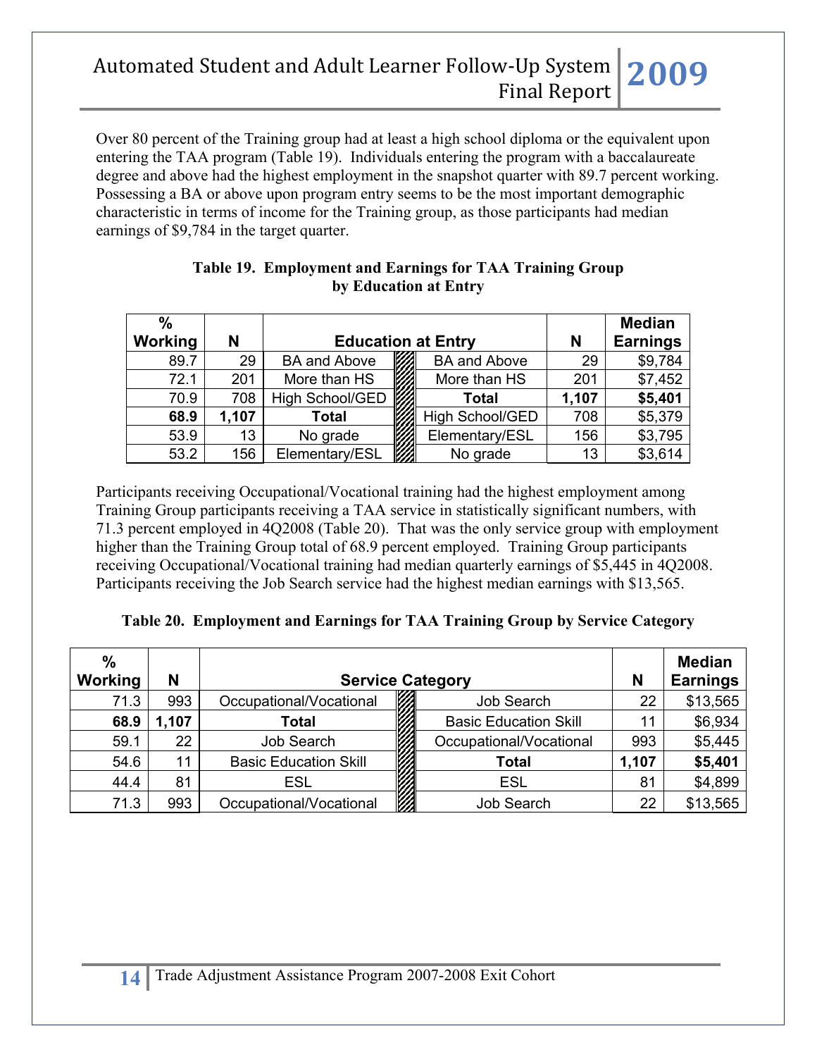Over 80 percent of the Training group had at least a high school diploma or the equivalent upon entering the TAA program (Table 19). Individuals entering the program with a baccalaureate degree and above had the highest employment in the snapshot quarter with 89.7 percent working. Possessing a BA or above upon program entry seems to be the most important demographic characteristic in terms of income for the Training group, as those participants had median earnings of $9,784 in the target quarter.

**Table 19. Employment and Earnings for TAA Training Group by Education at Entry**

| % Working | N | Education at Entry | Education at Entry | N | Median Earnings |
|---|---|---|---|---|---|
| 89.7 | 29 | BA and Above | BA and Above | 29 | $9,784 |
| 72.1 | 201 | More than HS | More than HS | 201 | $7,452 |
| 70.9 | 708 | High School/GED | **Total** | **1,107** | **$5,401** |
| **68.9** | **1,107** | **Total** | High School/GED | 708 | $5,379 |
| 53.9 | 13 | No grade | Elementary/ESL | 156 | $3,795 |
| 53.2 | 156 | Elementary/ESL | No grade | 13 | $3,614 |

Participants receiving Occupational/Vocational training had the highest employment among Training Group participants receiving a TAA service in statistically significant numbers, with 71.3 percent employed in 4Q2008 (Table 20). That was the only service group with employment higher than the Training Group total of 68.9 percent employed. Training Group participants receiving Occupational/Vocational training had median quarterly earnings of $5,445 in 4Q2008. Participants receiving the Job Search service had the highest median earnings with $13,565.

**Table 20. Employment and Earnings for TAA Training Group by Service Category**

| % Working | N | Service Category | Service Category | N | Median Earnings |
|---|---|---|---|---|---|
| 71.3 | 993 | Occupational/Vocational | Job Search | 22 | $13,565 |
| **68.9** | **1,107** | **Total** | Basic Education Skill | 11 | $6,934 |
| 59.1 | 22 | Job Search | Occupational/Vocational | 993 | $5,445 |
| 54.6 | 11 | Basic Education Skill | **Total** | **1,107** | **$5,401** |
| 44.4 | 81 | ESL | ESL | 81 | $4,899 |
| 71.3 | 993 | Occupational/Vocational | Job Search | 22 | $13,565 |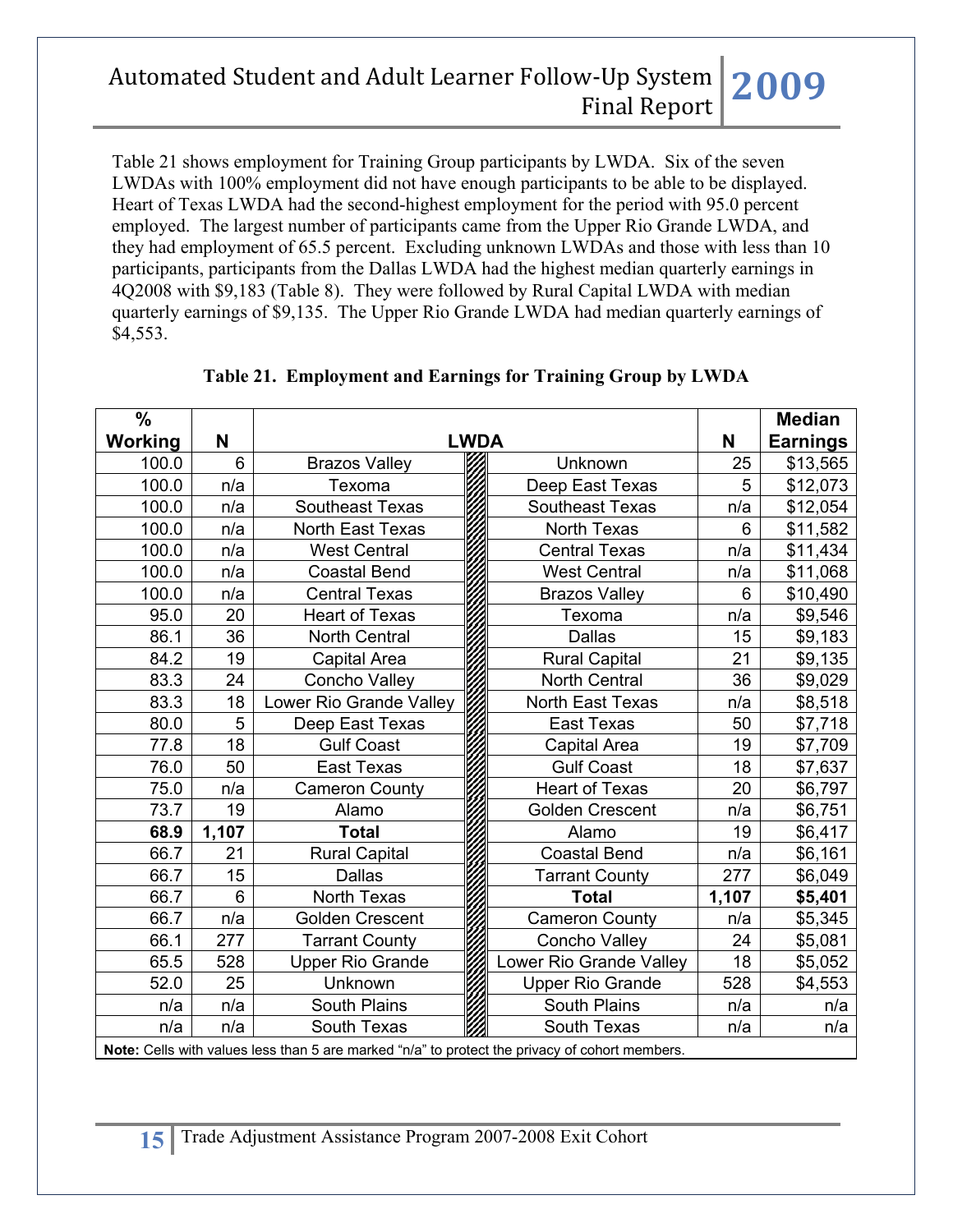Table 21 shows employment for Training Group participants by LWDA. Six of the seven LWDAs with 100% employment did not have enough participants to be able to be displayed. Heart of Texas LWDA had the second-highest employment for the period with 95.0 percent employed. The largest number of participants came from the Upper Rio Grande LWDA, and they had employment of 65.5 percent. Excluding unknown LWDAs and those with less than 10 participants, participants from the Dallas LWDA had the highest median quarterly earnings in 4Q2008 with $9,183 (Table 8). They were followed by Rural Capital LWDA with median quarterly earnings of $9,135. The Upper Rio Grande LWDA had median quarterly earnings of $4,553.

**Table 21. Employment and Earnings for Training Group by LWDA**

| % Working | N | LWDA | LWDA | N | Median Earnings |
|---|---|---|---|---|---|
| 100.0 | 6 | Brazos Valley | Unknown | 25 | $13,565 |
| 100.0 | n/a | Texoma | Deep East Texas | 5 | $12,073 |
| 100.0 | n/a | Southeast Texas | Southeast Texas | n/a | $12,054 |
| 100.0 | n/a | North East Texas | North Texas | 6 | $11,582 |
| 100.0 | n/a | West Central | Central Texas | n/a | $11,434 |
| 100.0 | n/a | Coastal Bend | West Central | n/a | $11,068 |
| 100.0 | n/a | Central Texas | Brazos Valley | 6 | $10,490 |
| 95.0 | 20 | Heart of Texas | Texoma | n/a | $9,546 |
| 86.1 | 36 | North Central | Dallas | 15 | $9,183 |
| 84.2 | 19 | Capital Area | Rural Capital | 21 | $9,135 |
| 83.3 | 24 | Concho Valley | North Central | 36 | $9,029 |
| 83.3 | 18 | Lower Rio Grande Valley | North East Texas | n/a | $8,518 |
| 80.0 | 5 | Deep East Texas | East Texas | 50 | $7,718 |
| 77.8 | 18 | Gulf Coast | Capital Area | 19 | $7,709 |
| 76.0 | 50 | East Texas | Gulf Coast | 18 | $7,637 |
| 75.0 | n/a | Cameron County | Heart of Texas | 20 | $6,797 |
| 73.7 | 19 | Alamo | Golden Crescent | n/a | $6,751 |
| **68.9** | **1,107** | **Total** | Alamo | 19 | $6,417 |
| 66.7 | 21 | Rural Capital | Coastal Bend | n/a | $6,161 |
| 66.7 | 15 | Dallas | Tarrant County | 277 | $6,049 |
| 66.7 | 6 | North Texas | **Total** | **1,107** | **$5,401** |
| 66.7 | n/a | Golden Crescent | Cameron County | n/a | $5,345 |
| 66.1 | 277 | Tarrant County | Concho Valley | 24 | $5,081 |
| 65.5 | 528 | Upper Rio Grande | Lower Rio Grande Valley | 18 | $5,052 |
| 52.0 | 25 | Unknown | Upper Rio Grande | 528 | $4,553 |
| n/a | n/a | South Plains | South Plains | n/a | n/a |
| n/a | n/a | South Texas | South Texas | n/a | n/a |

**Note:** Cells with values less than 5 are marked "n/a" to protect the privacy of cohort members.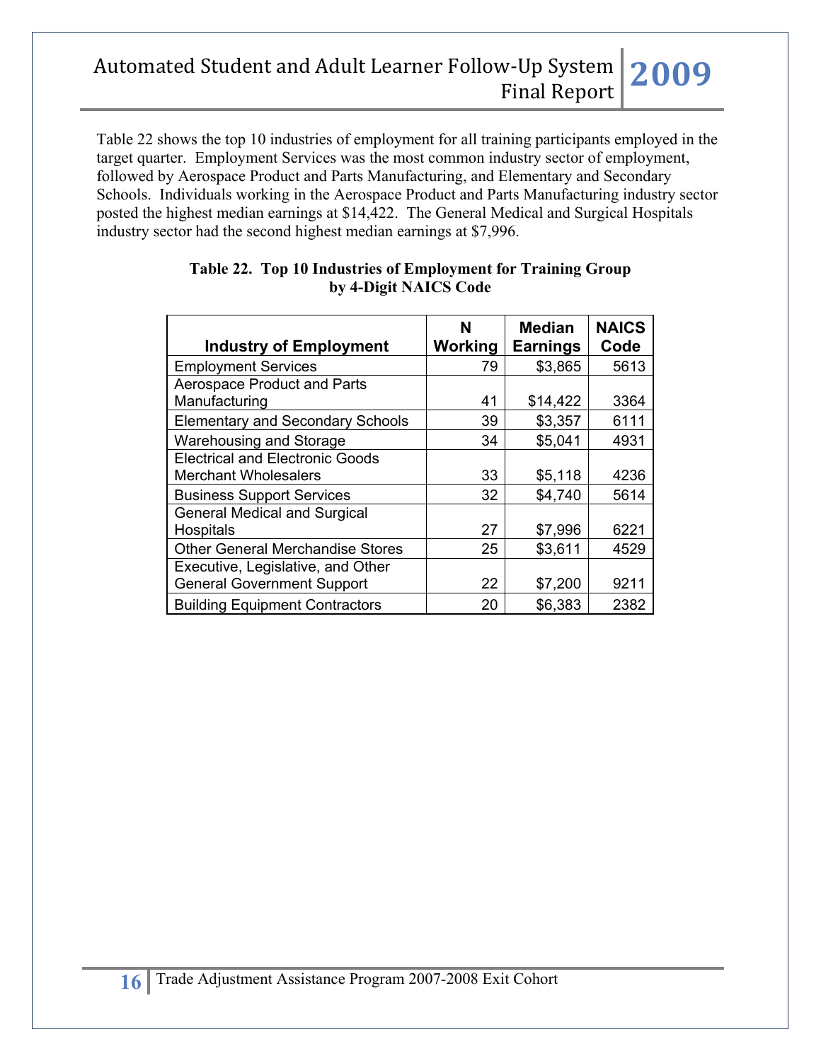Table 22 shows the top 10 industries of employment for all training participants employed in the target quarter. Employment Services was the most common industry sector of employment, followed by Aerospace Product and Parts Manufacturing, and Elementary and Secondary Schools. Individuals working in the Aerospace Product and Parts Manufacturing industry sector posted the highest median earnings at $14,422. The General Medical and Surgical Hospitals industry sector had the second highest median earnings at $7,996.

**Table 22. Top 10 Industries of Employment for Training Group by 4-Digit NAICS Code**

| Industry of Employment | N Working | Median Earnings | NAICS Code |
|---|---|---|---|
| Employment Services | 79 | $3,865 | 5613 |
| Aerospace Product and Parts Manufacturing | 41 | $14,422 | 3364 |
| Elementary and Secondary Schools | 39 | $3,357 | 6111 |
| Warehousing and Storage | 34 | $5,041 | 4931 |
| Electrical and Electronic Goods Merchant Wholesalers | 33 | $5,118 | 4236 |
| Business Support Services | 32 | $4,740 | 5614 |
| General Medical and Surgical Hospitals | 27 | $7,996 | 6221 |
| Other General Merchandise Stores | 25 | $3,611 | 4529 |
| Executive, Legislative, and Other General Government Support | 22 | $7,200 | 9211 |
| Building Equipment Contractors | 20 | $6,383 | 2382 |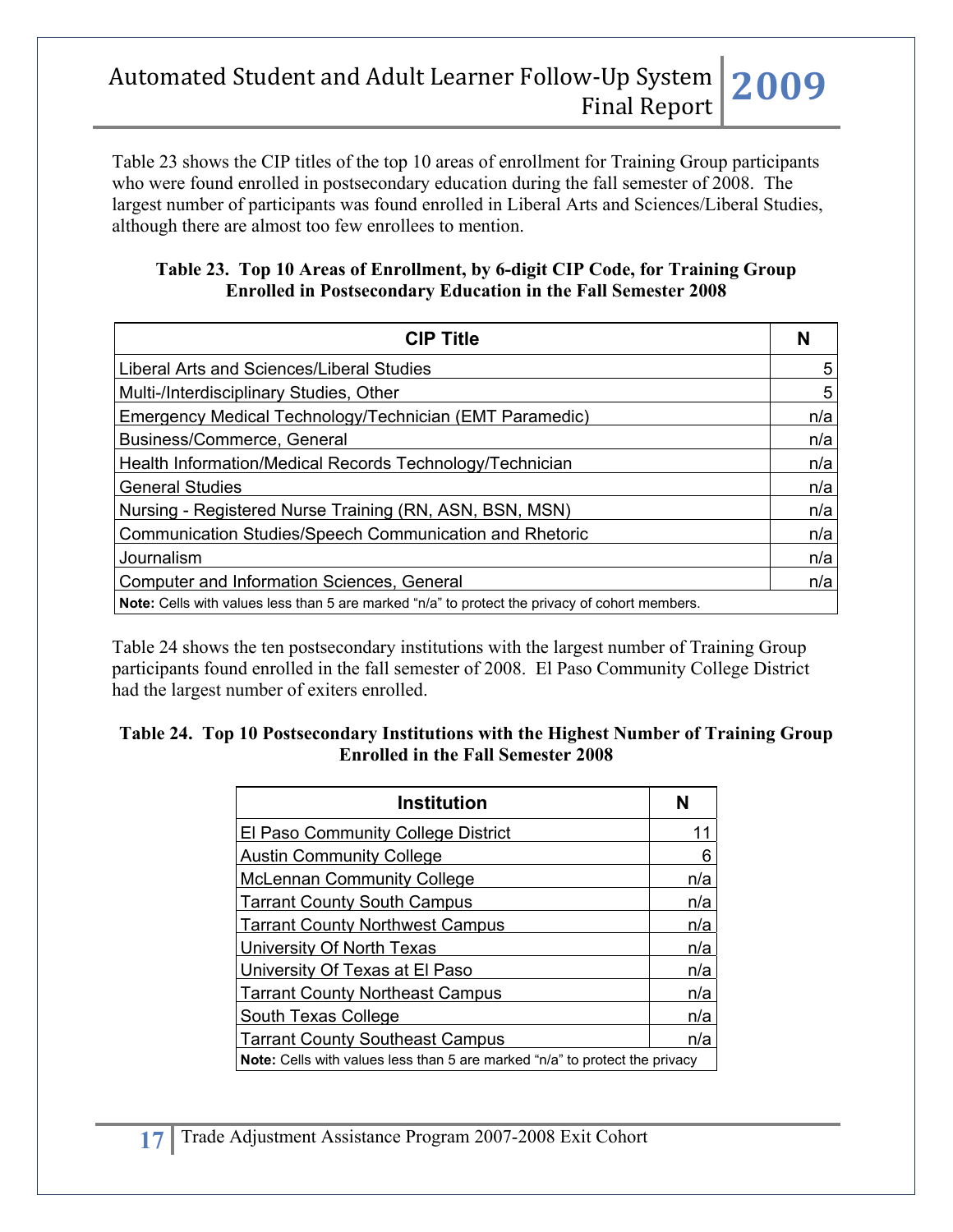Table 23 shows the CIP titles of the top 10 areas of enrollment for Training Group participants who were found enrolled in postsecondary education during the fall semester of 2008. The largest number of participants was found enrolled in Liberal Arts and Sciences/Liberal Studies, although there are almost too few enrollees to mention.

**Table 23. Top 10 Areas of Enrollment, by 6-digit CIP Code, for Training Group Enrolled in Postsecondary Education in the Fall Semester 2008**

| CIP Title | N |
|---|---|
| Liberal Arts and Sciences/Liberal Studies | 5 |
| Multi-/Interdisciplinary Studies, Other | 5 |
| Emergency Medical Technology/Technician (EMT Paramedic) | n/a |
| Business/Commerce, General | n/a |
| Health Information/Medical Records Technology/Technician | n/a |
| General Studies | n/a |
| Nursing - Registered Nurse Training (RN, ASN, BSN, MSN) | n/a |
| Communication Studies/Speech Communication and Rhetoric | n/a |
| Journalism | n/a |
| Computer and Information Sciences, General | n/a |
| **Note:** Cells with values less than 5 are marked "n/a" to protect the privacy of cohort members. | |

Table 24 shows the ten postsecondary institutions with the largest number of Training Group participants found enrolled in the fall semester of 2008. El Paso Community College District had the largest number of exiters enrolled.

**Table 24. Top 10 Postsecondary Institutions with the Highest Number of Training Group Enrolled in the Fall Semester 2008**

| Institution | N |
|---|---|
| El Paso Community College District | 11 |
| Austin Community College | 6 |
| McLennan Community College | n/a |
| Tarrant County South Campus | n/a |
| Tarrant County Northwest Campus | n/a |
| University Of North Texas | n/a |
| University Of Texas at El Paso | n/a |
| Tarrant County Northeast Campus | n/a |
| South Texas College | n/a |
| Tarrant County Southeast Campus | n/a |
| **Note:** Cells with values less than 5 are marked "n/a" to protect the privacy | |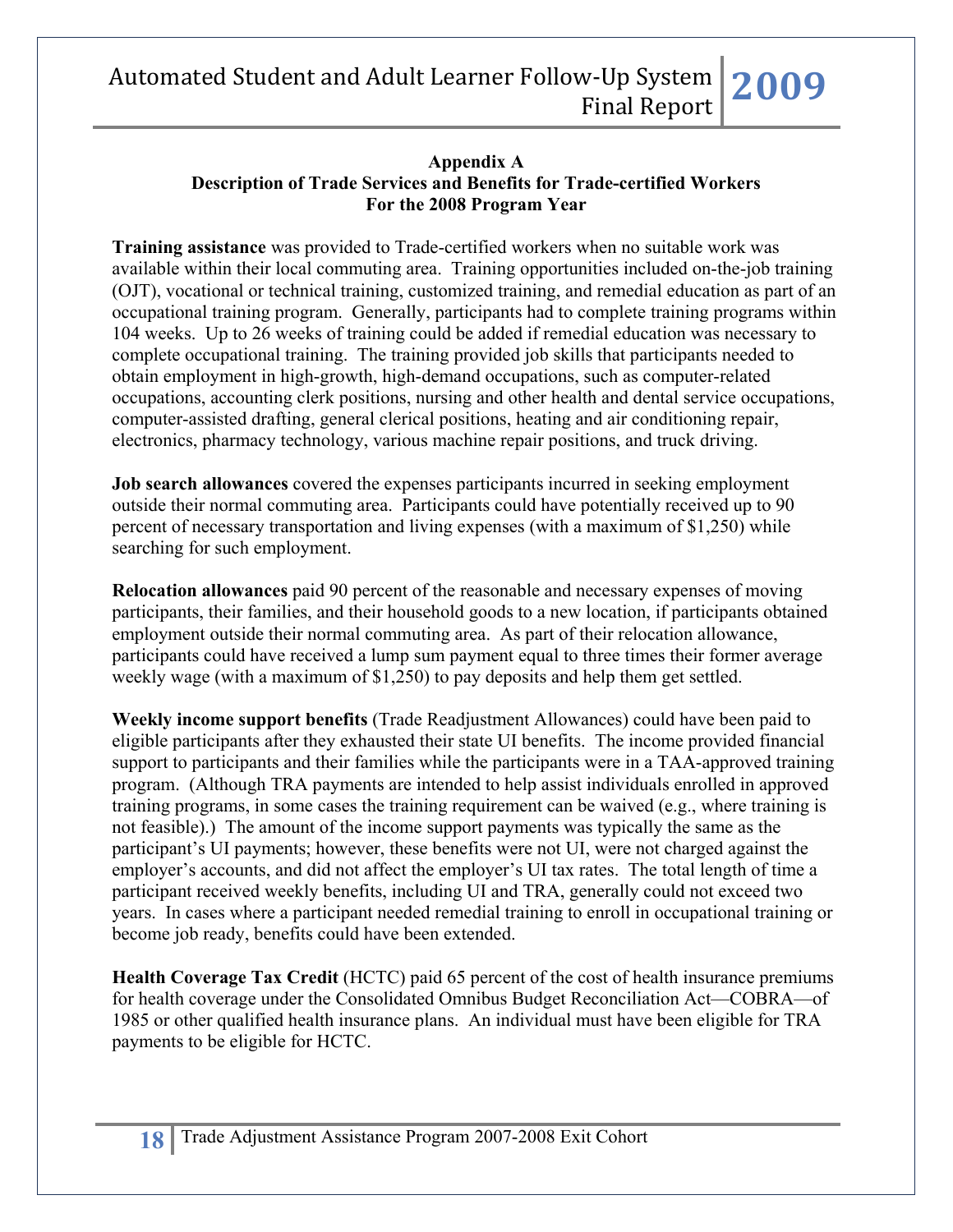## Appendix A
## Description of Trade Services and Benefits for Trade-certified Workers
## For the 2008 Program Year

**Training assistance** was provided to Trade-certified workers when no suitable work was available within their local commuting area. Training opportunities included on-the-job training (OJT), vocational or technical training, customized training, and remedial education as part of an occupational training program. Generally, participants had to complete training programs within 104 weeks. Up to 26 weeks of training could be added if remedial education was necessary to complete occupational training. The training provided job skills that participants needed to obtain employment in high-growth, high-demand occupations, such as computer-related occupations, accounting clerk positions, nursing and other health and dental service occupations, computer-assisted drafting, general clerical positions, heating and air conditioning repair, electronics, pharmacy technology, various machine repair positions, and truck driving.

**Job search allowances** covered the expenses participants incurred in seeking employment outside their normal commuting area. Participants could have potentially received up to 90 percent of necessary transportation and living expenses (with a maximum of $1,250) while searching for such employment.

**Relocation allowances** paid 90 percent of the reasonable and necessary expenses of moving participants, their families, and their household goods to a new location, if participants obtained employment outside their normal commuting area. As part of their relocation allowance, participants could have received a lump sum payment equal to three times their former average weekly wage (with a maximum of $1,250) to pay deposits and help them get settled.

**Weekly income support benefits** (Trade Readjustment Allowances) could have been paid to eligible participants after they exhausted their state UI benefits. The income provided financial support to participants and their families while the participants were in a TAA-approved training program. (Although TRA payments are intended to help assist individuals enrolled in approved training programs, in some cases the training requirement can be waived (e.g., where training is not feasible).) The amount of the income support payments was typically the same as the participant's UI payments; however, these benefits were not UI, were not charged against the employer's accounts, and did not affect the employer's UI tax rates. The total length of time a participant received weekly benefits, including UI and TRA, generally could not exceed two years. In cases where a participant needed remedial training to enroll in occupational training or become job ready, benefits could have been extended.

**Health Coverage Tax Credit** (HCTC) paid 65 percent of the cost of health insurance premiums for health coverage under the Consolidated Omnibus Budget Reconciliation Act—COBRA—of 1985 or other qualified health insurance plans. An individual must have been eligible for TRA payments to be eligible for HCTC.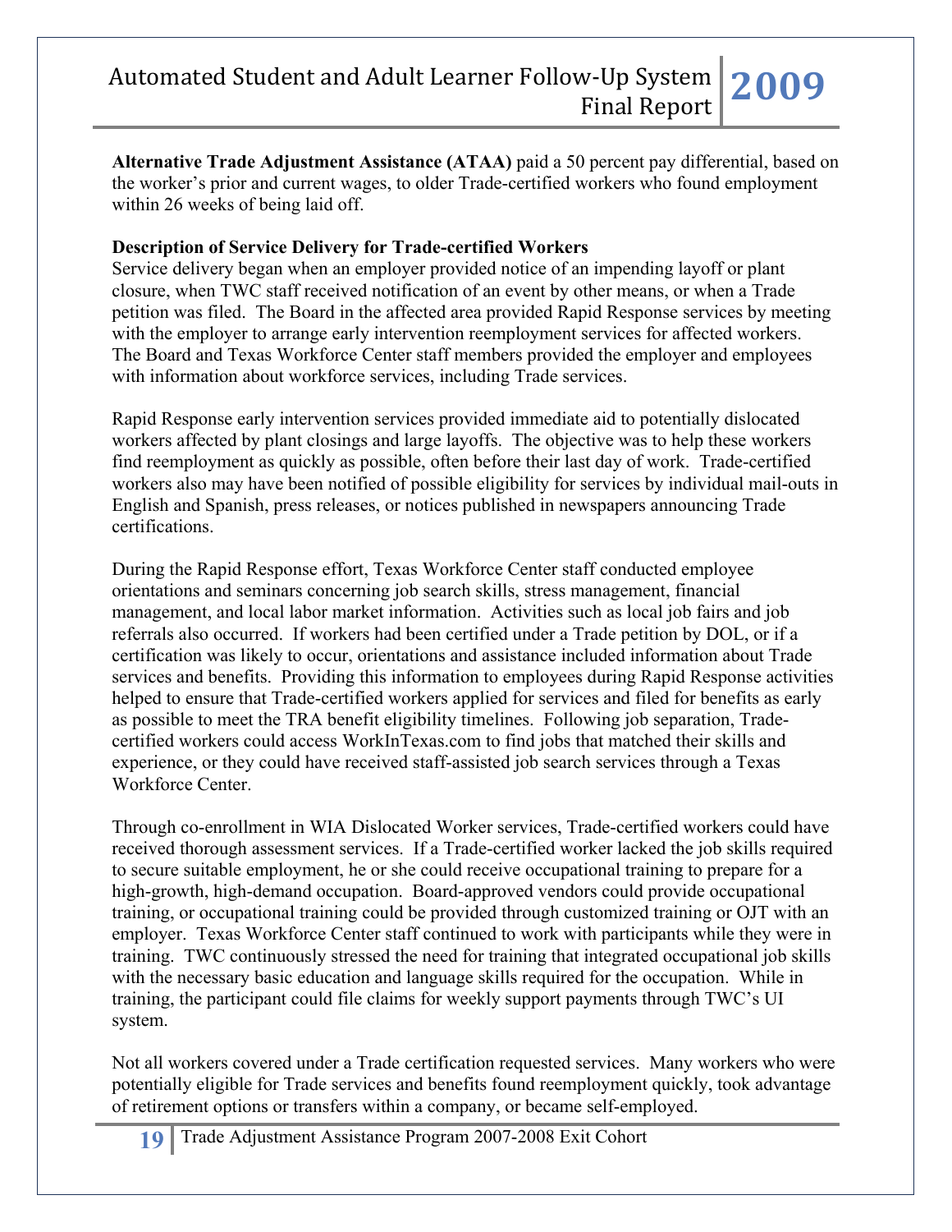**Alternative Trade Adjustment Assistance (ATAA)** paid a 50 percent pay differential, based on the worker's prior and current wages, to older Trade-certified workers who found employment within 26 weeks of being laid off.

**Description of Service Delivery for Trade-certified Workers**

Service delivery began when an employer provided notice of an impending layoff or plant closure, when TWC staff received notification of an event by other means, or when a Trade petition was filed. The Board in the affected area provided Rapid Response services by meeting with the employer to arrange early intervention reemployment services for affected workers. The Board and Texas Workforce Center staff members provided the employer and employees with information about workforce services, including Trade services.

Rapid Response early intervention services provided immediate aid to potentially dislocated workers affected by plant closings and large layoffs. The objective was to help these workers find reemployment as quickly as possible, often before their last day of work. Trade-certified workers also may have been notified of possible eligibility for services by individual mail-outs in English and Spanish, press releases, or notices published in newspapers announcing Trade certifications.

During the Rapid Response effort, Texas Workforce Center staff conducted employee orientations and seminars concerning job search skills, stress management, financial management, and local labor market information. Activities such as local job fairs and job referrals also occurred. If workers had been certified under a Trade petition by DOL, or if a certification was likely to occur, orientations and assistance included information about Trade services and benefits. Providing this information to employees during Rapid Response activities helped to ensure that Trade-certified workers applied for services and filed for benefits as early as possible to meet the TRA benefit eligibility timelines. Following job separation, Trade-certified workers could access WorkInTexas.com to find jobs that matched their skills and experience, or they could have received staff-assisted job search services through a Texas Workforce Center.

Through co-enrollment in WIA Dislocated Worker services, Trade-certified workers could have received thorough assessment services. If a Trade-certified worker lacked the job skills required to secure suitable employment, he or she could receive occupational training to prepare for a high-growth, high-demand occupation. Board-approved vendors could provide occupational training, or occupational training could be provided through customized training or OJT with an employer. Texas Workforce Center staff continued to work with participants while they were in training. TWC continuously stressed the need for training that integrated occupational job skills with the necessary basic education and language skills required for the occupation. While in training, the participant could file claims for weekly support payments through TWC's UI system.

Not all workers covered under a Trade certification requested services. Many workers who were potentially eligible for Trade services and benefits found reemployment quickly, took advantage of retirement options or transfers within a company, or became self-employed.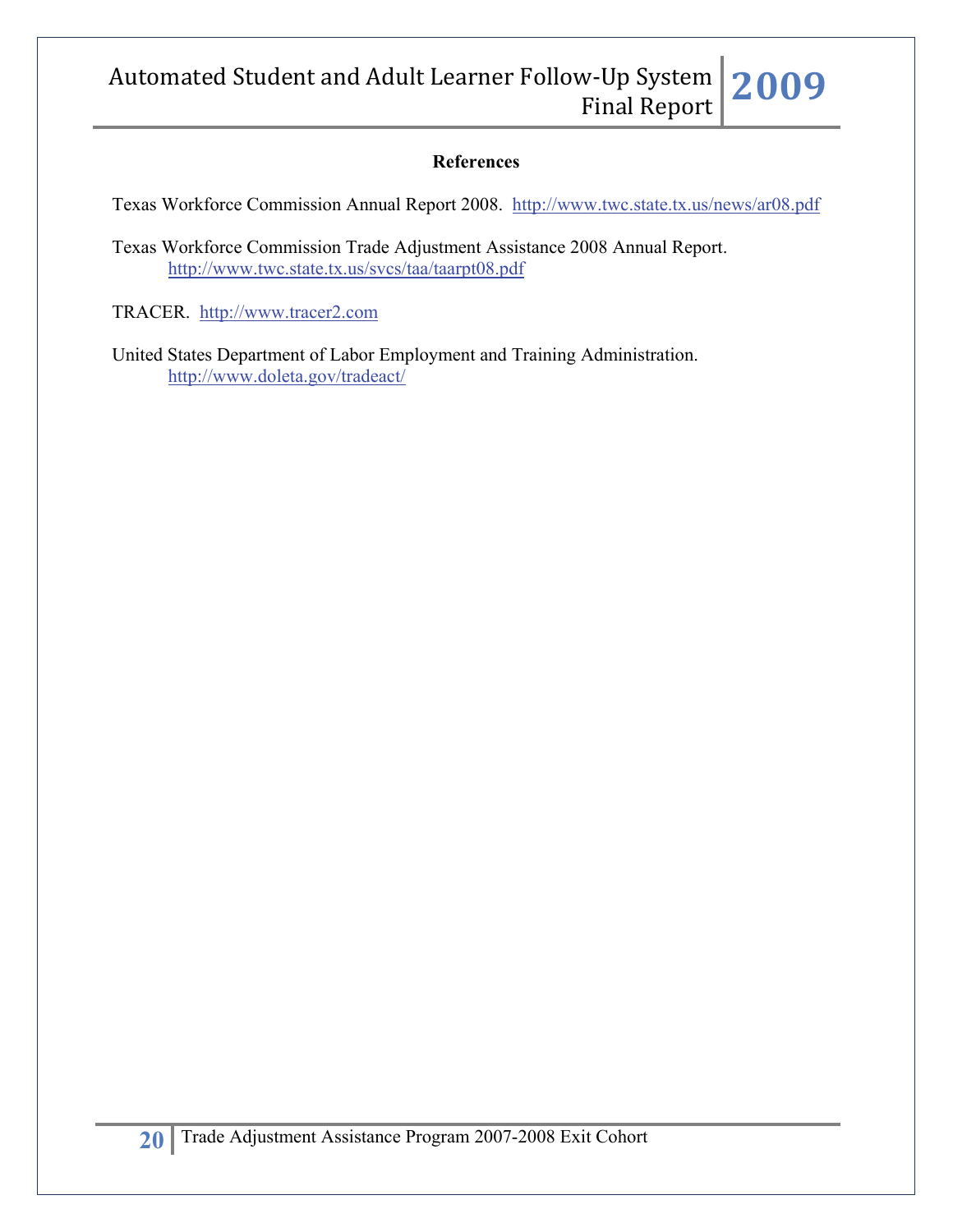## References

Texas Workforce Commission Annual Report 2008. http://www.twc.state.tx.us/news/ar08.pdf

Texas Workforce Commission Trade Adjustment Assistance 2008 Annual Report.
http://www.twc.state.tx.us/svcs/taa/taarpt08.pdf

TRACER. http://www.tracer2.com

United States Department of Labor Employment and Training Administration.
http://www.doleta.gov/tradeact/